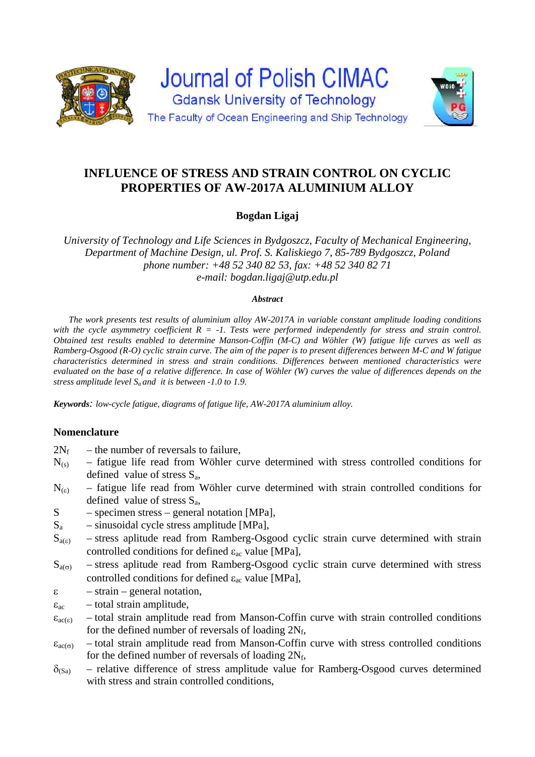# INFLUENCE OF STRESS AND STRAIN CONTROL ON CYCLIC PROPERTIES OF AW-2017A ALUMINIUM ALLOY

**Bogdan Ligaj**

*University of Technology and Life Sciences in Bydgoszcz, Faculty of Mechanical Engineering, Department of Machine Design, ul. Prof. S. Kaliskiego 7, 85-789 Bydgoszcz, Poland*
*phone number: +48 52 340 82 53, fax: +48 52 340 82 71*
*e-mail: bogdan.ligaj@utp.edu.pl*

***Abstract***

*The work presents test results of aluminium alloy AW-2017A in variable constant amplitude loading conditions with the cycle asymmetry coefficient $R = -1$. Tests were performed independently for stress and strain control. Obtained test results enabled to determine Manson-Coffin (M-C) and Wöhler (W) fatigue life curves as well as Ramberg-Osgood (R-O) cyclic strain curve. The aim of the paper is to present differences between M-C and W fatigue characteristics determined in stress and strain conditions. Differences between mentioned characteristics were evaluated on the base of a relative difference. In case of Wöhler (W) curves the value of differences depends on the stress amplitude level $S_a$ and it is between -1.0 to 1.9.*

***Keywords**: low-cycle fatigue, diagrams of fatigue life, AW-2017A aluminium alloy.*

## Nomenclature

- $2N_f$ – the number of reversals to failure,
- $N_{(s)}$ – fatigue life read from Wöhler curve determined with stress controlled conditions for defined value of stress $S_a$,
- $N_{(\varepsilon)}$ – fatigue life read from Wöhler curve determined with strain controlled conditions for defined value of stress $S_a$,
- $S$ – specimen stress – general notation [MPa],
- $S_a$ – sinusoidal cycle stress amplitude [MPa],
- $S_{a(\varepsilon)}$ – stress aplitude read from Ramberg-Osgood cyclic strain curve determined with strain controlled conditions for defined $\varepsilon_{ac}$ value [MPa],
- $S_{a(\sigma)}$ – stress aplitude read from Ramberg-Osgood cyclic strain curve determined with stress controlled conditions for defined $\varepsilon_{ac}$ value [MPa],
- $\varepsilon$ – strain – general notation,
- $\varepsilon_{ac}$ – total strain amplitude,
- $\varepsilon_{ac(\varepsilon)}$ – total strain amplitude read from Manson-Coffin curve with strain controlled conditions for the defined number of reversals of loading $2N_f$,
- $\varepsilon_{ac(\sigma)}$ – total strain amplitude read from Manson-Coffin curve with stress controlled conditions for the defined number of reversals of loading $2N_f$,
- $\delta_{(Sa)}$ – relative difference of stress amplitude value for Ramberg-Osgood curves determined with stress and strain controlled conditions,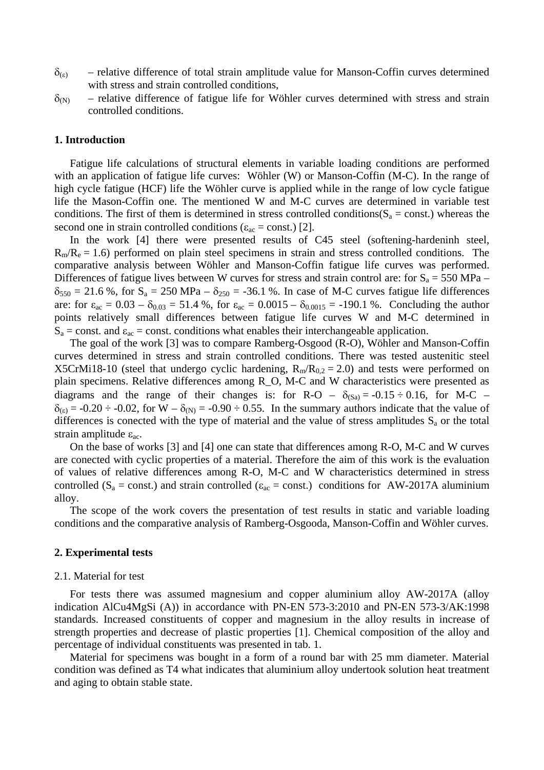$\delta_{(\varepsilon)}$ – relative difference of total strain amplitude value for Manson-Coffin curves determined with stress and strain controlled conditions,

$\delta_{(N)}$ – relative difference of fatigue life for Wöhler curves determined with stress and strain controlled conditions.

## 1. Introduction

Fatigue life calculations of structural elements in variable loading conditions are performed with an application of fatigue life curves: Wöhler (W) or Manson-Coffin (M-C). In the range of high cycle fatigue (HCF) life the Wöhler curve is applied while in the range of low cycle fatigue life the Mason-Coffin one. The mentioned W and M-C curves are determined in variable test conditions. The first of them is determined in stress controlled conditions($S_a$ = const.) whereas the second one in strain controlled conditions ($\varepsilon_{ac}$ = const.) [2].

In the work [4] there were presented results of C45 steel (softening-hardeninh steel, $R_m/R_e = 1.6$) performed on plain steel specimens in strain and stress controlled conditions. The comparative analysis between Wöhler and Manson-Coffin fatigue life curves was performed. Differences of fatigue lives between W curves for stress and strain control are: for $S_a$ = 550 MPa – $\delta_{550}$ = 21.6 %, for $S_a$ = 250 MPa – $\delta_{250}$ = -36.1 %. In case of M-C curves fatigue life differences are: for $\varepsilon_{ac}$ = 0.03 – $\delta_{0.03}$ = 51.4 %, for $\varepsilon_{ac}$ = 0.0015 – $\delta_{0.0015}$ = -190.1 %. Concluding the author points relatively small differences between fatigue life curves W and M-C determined in $S_a$ = const. and $\varepsilon_{ac}$ = const. conditions what enables their interchangeable application.

The goal of the work [3] was to compare Ramberg-Osgood (R-O), Wöhler and Manson-Coffin curves determined in stress and strain controlled conditions. There was tested austenitic steel X5CrMi18-10 (steel that undergo cyclic hardening, $R_m/R_{0,2} = 2.0$) and tests were performed on plain specimens. Relative differences among R_O, M-C and W characteristics were presented as diagrams and the range of their changes is: for R-O – $\delta_{(Sa)}$ = -0.15 ÷ 0.16, for M-C – $\delta_{(\varepsilon)}$ = -0.20 ÷ -0.02, for W – $\delta_{(N)}$ = -0.90 ÷ 0.55. In the summary authors indicate that the value of differences is conected with the type of material and the value of stress amplitudes $S_a$ or the total strain amplitude $\varepsilon_{ac}$.

On the base of works [3] and [4] one can state that differences among R-O, M-C and W curves are conected with cyclic properties of a material. Therefore the aim of this work is the evaluation of values of relative differences among R-O, M-C and W characteristics determined in stress controlled ($S_a$ = const.) and strain controlled ($\varepsilon_{ac}$ = const.) conditions for AW-2017A aluminium alloy.

The scope of the work covers the presentation of test results in static and variable loading conditions and the comparative analysis of Ramberg-Osgooda, Manson-Coffin and Wöhler curves.

## 2. Experimental tests

### 2.1. Material for test

For tests there was assumed magnesium and copper aluminium alloy AW-2017A (alloy indication AlCu4MgSi (A)) in accordance with PN-EN 573-3:2010 and PN-EN 573-3/AK:1998 standards. Increased constituents of copper and magnesium in the alloy results in increase of strength properties and decrease of plastic properties [1]. Chemical composition of the alloy and percentage of individual constituents was presented in tab. 1.

Material for specimens was bought in a form of a round bar with 25 mm diameter. Material condition was defined as T4 what indicates that aluminium alloy undertook solution heat treatment and aging to obtain stable state.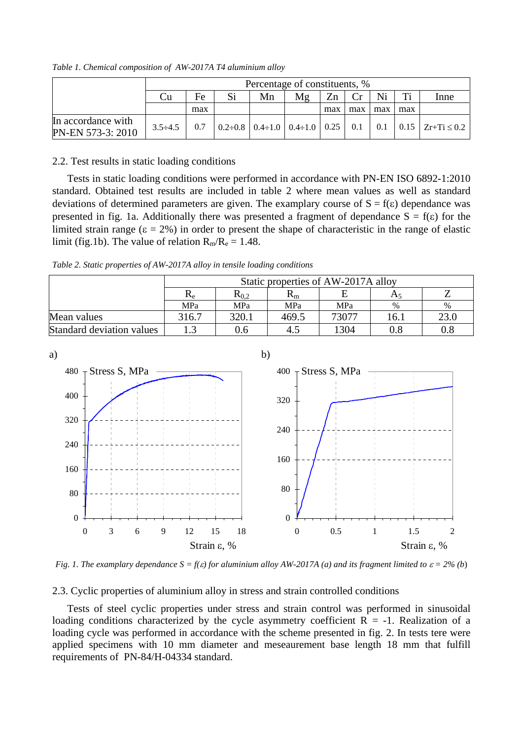*Table 1. Chemical composition of AW-2017A T4 aluminium alloy*

| | Percentage of constituents, % | | | | | | | | | |
|---|---|---|---|---|---|---|---|---|---|---|
| | Cu | Fe | Si | Mn | Mg | Zn | Cr | Ni | Ti | Inne |
| | | max | | | | max | max | max | max | |
| In accordance with PN-EN 573-3: 2010 | 3.5÷4.5 | 0.7 | 0.2÷0.8 | 0.4÷1.0 | 0.4÷1.0 | 0.25 | 0.1 | 0.1 | 0.15 | Zr+Ti ≤ 0.2 |

2.2. Test results in static loading conditions

Tests in static loading conditions were performed in accordance with PN-EN ISO 6892-1:2010 standard. Obtained test results are included in table 2 where mean values as well as standard deviations of determined parameters are given. The examplary course of $S = f(\varepsilon)$ dependance was presented in fig. 1a. Additionally there was presented a fragment of dependance $S = f(\varepsilon)$ for the limited strain range ($\varepsilon = 2\%$) in order to present the shape of characteristic in the range of elastic limit (fig.1b). The value of relation $R_m/R_e = 1.48$.

*Table 2. Static properties of AW-2017A alloy in tensile loading conditions*

| | Static properties of AW-2017A alloy | | | | | |
|---|---|---|---|---|---|---|
| | $R_e$ | $R_{0,2}$ | $R_m$ | E | $A_5$ | Z |
| | MPa | MPa | MPa | MPa | % | % |
| Mean values | 316.7 | 320.1 | 469.5 | 73077 | 16.1 | 23.0 |
| Standard deviation values | 1.3 | 0.6 | 4.5 | 1304 | 0.8 | 0.8 |

a)

Stress S, MPa

480, 400, 320, 240, 160, 80, 0

0, 3, 6, 9, 12, 15, 18

Strain ε, %

b)

Stress S, MPa

400, 320, 240, 160, 80, 0

0, 0.5, 1, 1.5, 2

Strain ε, %

*Fig. 1. The examplary dependance $S = f(\varepsilon)$ for aluminium alloy AW-2017A (a) and its fragment limited to $\varepsilon = 2\%$ (b)*

2.3. Cyclic properties of aluminium alloy in stress and strain controlled conditions

Tests of steel cyclic properties under stress and strain control was performed in sinusoidal loading conditions characterized by the cycle asymmetry coefficient $R = -1$. Realization of a loading cycle was performed in accordance with the scheme presented in fig. 2. In tests tere were applied specimens with 10 mm diameter and meseaurement base length 18 mm that fulfill requirements of PN-84/H-04334 standard.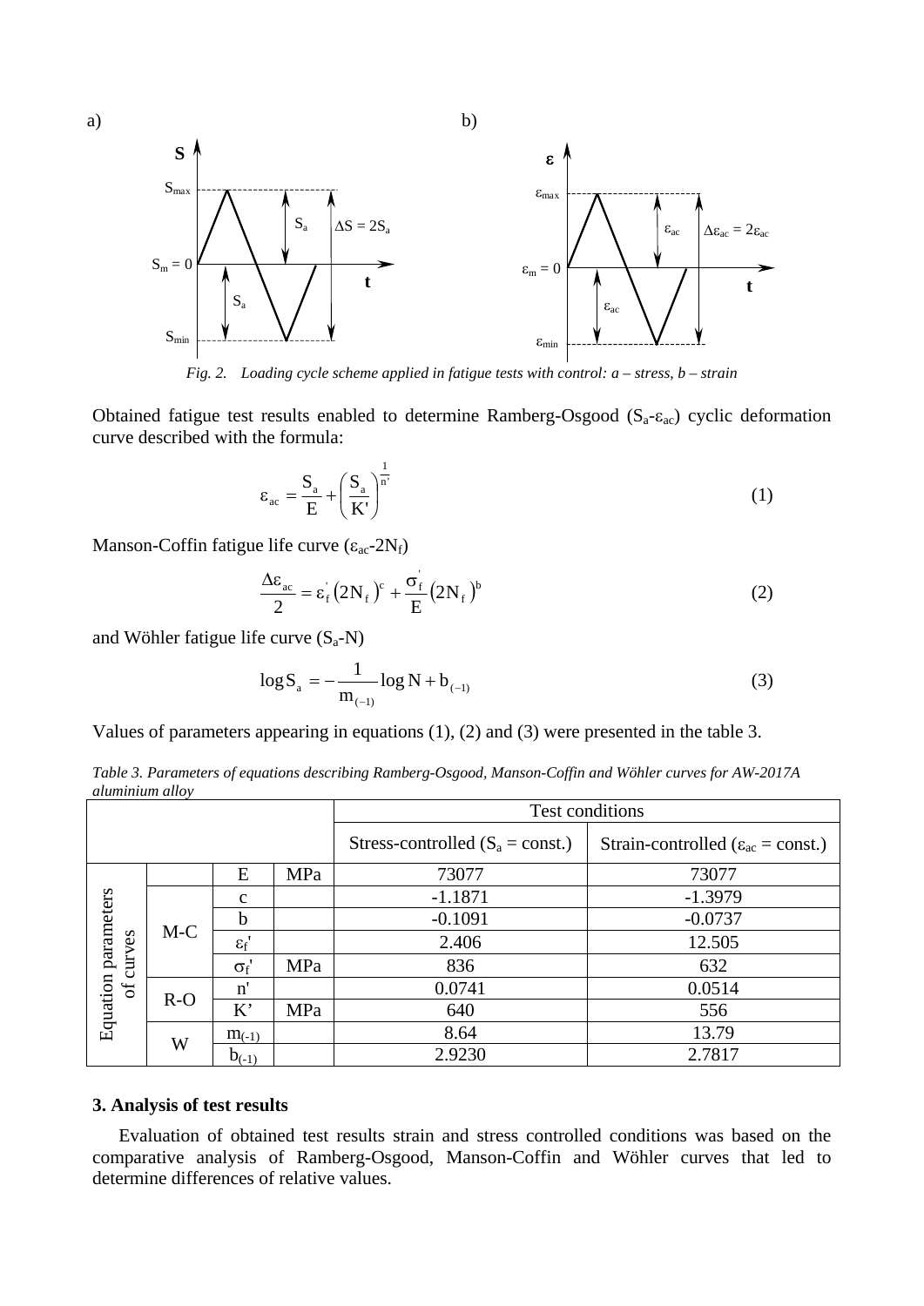a)

S

$S_{max}$

$S_a$

$\Delta S = 2S_a$

$S_m = 0$

t

$S_a$

$S_{min}$

b)

ε

$\varepsilon_{max}$

$\varepsilon_{ac}$

$\Delta\varepsilon_{ac} = 2\varepsilon_{ac}$

$\varepsilon_m = 0$

t

$\varepsilon_{ac}$

$\varepsilon_{min}$

*Fig. 2. Loading cycle scheme applied in fatigue tests with control: a – stress, b – strain*

Obtained fatigue test results enabled to determine Ramberg-Osgood ($S_a$-$\varepsilon_{ac}$) cyclic deformation curve described with the formula:

$$\varepsilon_{ac} = \frac{S_a}{E} + \left(\frac{S_a}{K'}\right)^{\frac{1}{n'}} \tag{1}$$

Manson-Coffin fatigue life curve ($\varepsilon_{ac}$-$2N_f$)

$$\frac{\Delta\varepsilon_{ac}}{2} = \varepsilon_f^{'}\left(2N_f\right)^c + \frac{\sigma_f^{'}}{E}\left(2N_f\right)^b \tag{2}$$

and Wöhler fatigue life curve ($S_a$-N)

$$\log S_a = -\frac{1}{m_{(-1)}}\log N + b_{(-1)} \tag{3}$$

Values of parameters appearing in equations (1), (2) and (3) were presented in the table 3.

*Table 3. Parameters of equations describing Ramberg-Osgood, Manson-Coffin and Wöhler curves for AW-2017A aluminium alloy*

| | | | | Test conditions | |
|---|---|---|---|---|---|
| | | | | Stress-controlled ($S_a$ = const.) | Strain-controlled ($\varepsilon_{ac}$ = const.) |
| Equation parameters of curves | | E | MPa | 73077 | 73077 |
| | M-C | c | | -1.1871 | -1.3979 |
| | | b | | -0.1091 | -0.0737 |
| | | $\varepsilon_f'$ | | 2.406 | 12.505 |
| | | $\sigma_f'$ | MPa | 836 | 632 |
| | R-O | n' | | 0.0741 | 0.0514 |
| | | K' | MPa | 640 | 556 |
| | W | $m_{(-1)}$ | | 8.64 | 13.79 |
| | | $b_{(-1)}$ | | 2.9230 | 2.7817 |

### 3. Analysis of test results

Evaluation of obtained test results strain and stress controlled conditions was based on the comparative analysis of Ramberg-Osgood, Manson-Coffin and Wöhler curves that led to determine differences of relative values.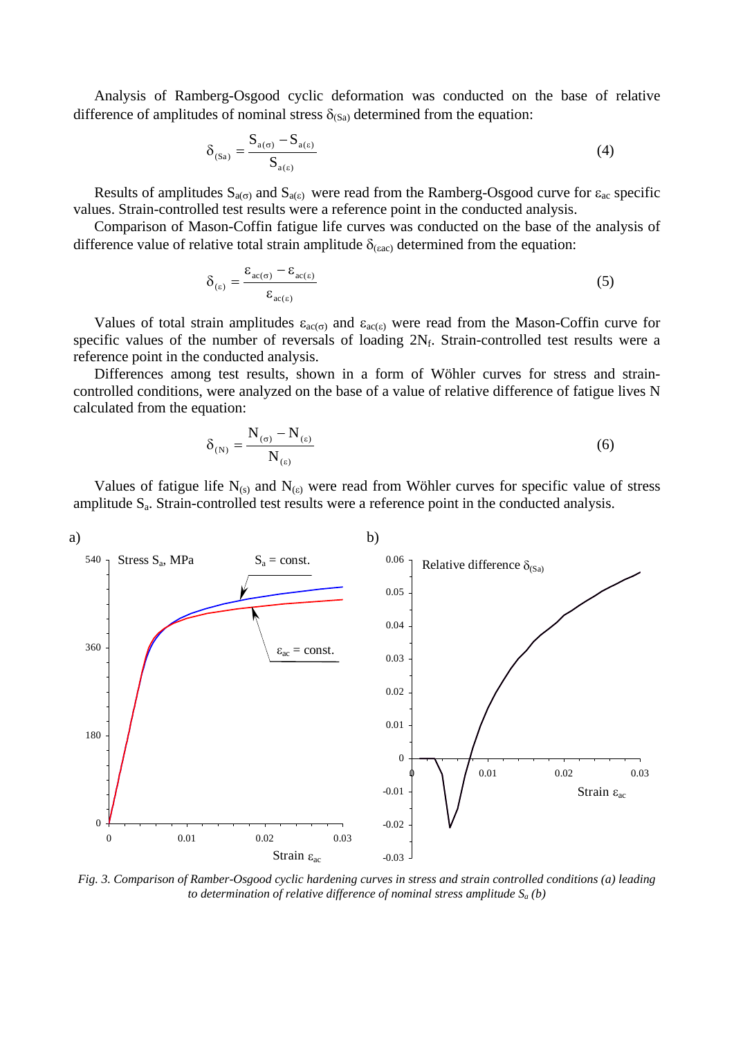Analysis of Ramberg-Osgood cyclic deformation was conducted on the base of relative difference of amplitudes of nominal stress $\delta_{(Sa)}$ determined from the equation:

$$\delta_{(Sa)} = \frac{S_{a(\sigma)} - S_{a(\varepsilon)}}{S_{a(\varepsilon)}} \tag{4}$$

Results of amplitudes $S_{a(\sigma)}$ and $S_{a(\varepsilon)}$ were read from the Ramberg-Osgood curve for $\varepsilon_{ac}$ specific values. Strain-controlled test results were a reference point in the conducted analysis.

Comparison of Mason-Coffin fatigue life curves was conducted on the base of the analysis of difference value of relative total strain amplitude $\delta_{(\varepsilon ac)}$ determined from the equation:

$$\delta_{(\varepsilon)} = \frac{\varepsilon_{ac(\sigma)} - \varepsilon_{ac(\varepsilon)}}{\varepsilon_{ac(\varepsilon)}} \tag{5}$$

Values of total strain amplitudes $\varepsilon_{ac(\sigma)}$ and $\varepsilon_{ac(\varepsilon)}$ were read from the Mason-Coffin curve for specific values of the number of reversals of loading $2N_f$. Strain-controlled test results were a reference point in the conducted analysis.

Differences among test results, shown in a form of Wöhler curves for stress and strain-controlled conditions, were analyzed on the base of a value of relative difference of fatigue lives N calculated from the equation:

$$\delta_{(N)} = \frac{N_{(\sigma)} - N_{(\varepsilon)}}{N_{(\varepsilon)}} \tag{6}$$

Values of fatigue life $N_{(s)}$ and $N_{(\varepsilon)}$ were read from Wöhler curves for specific value of stress amplitude $S_a$. Strain-controlled test results were a reference point in the conducted analysis.

a)

Stress $S_a$, MPa

$S_a$ = const.

$\varepsilon_{ac}$ = const.

540
360
180
0

0
0.01
0.02
0.03

Strain $\varepsilon_{ac}$

b)

Relative difference $\delta_{(Sa)}$

0.06
0.05
0.04
0.03
0.02
0.01
0
-0.01
-0.02
-0.03

0
0.01
0.02
0.03

Strain $\varepsilon_{ac}$

*Fig. 3. Comparison of Ramber-Osgood cyclic hardening curves in stress and strain controlled conditions (a) leading to determination of relative difference of nominal stress amplitude $S_a$ (b)*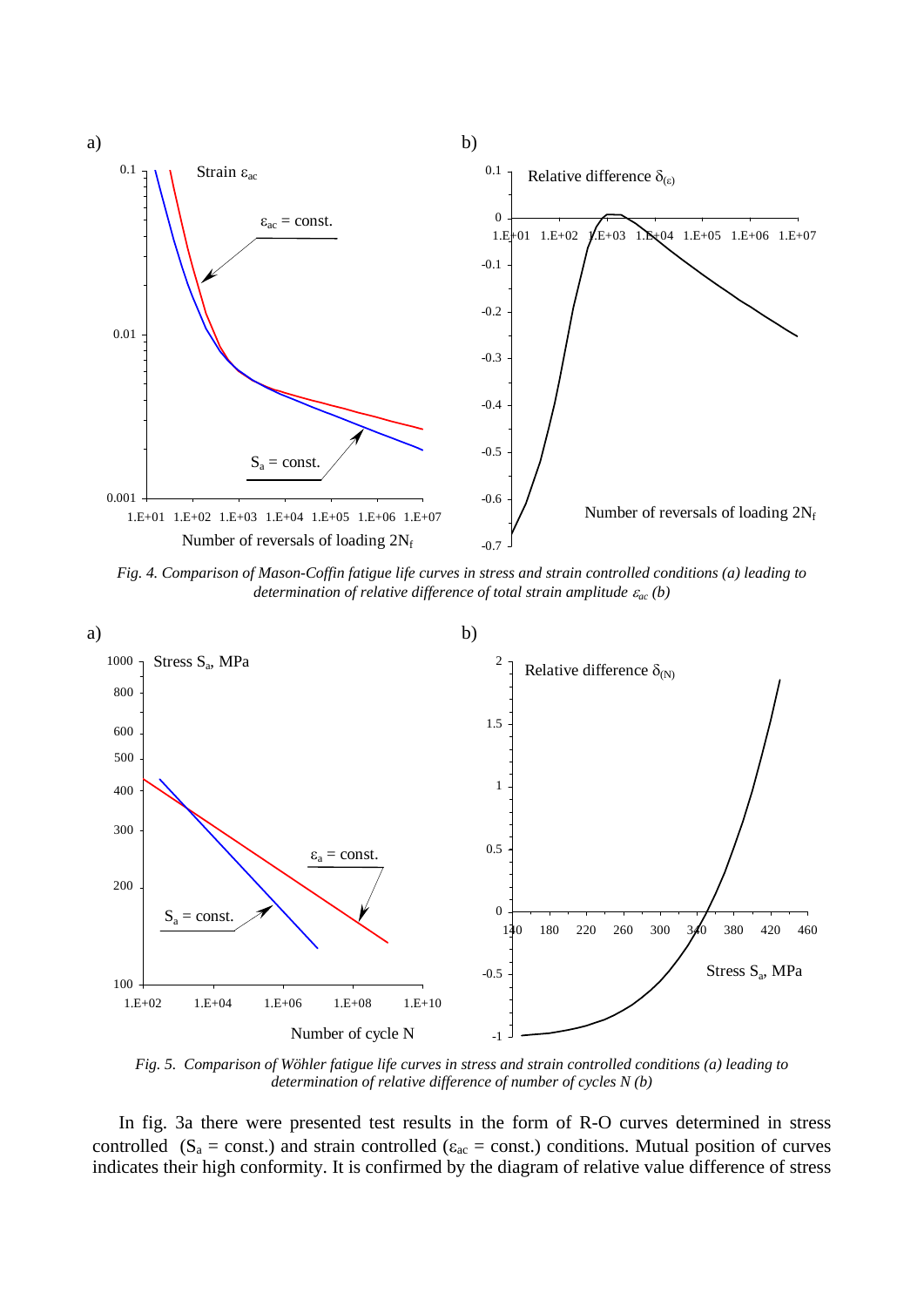a)

0.1

Strain $\varepsilon_{ac}$

$\varepsilon_{ac}$ = const.

0.01

$S_a$ = const.

0.001

1.E+01 1.E+02 1.E+03 1.E+04 1.E+05 1.E+06 1.E+07

Number of reversals of loading $2N_f$

b)

0.1

Relative difference $\delta_{(\varepsilon)}$

0

1.E+01 1.E+02 1.E+03 1.E+04 1.E+05 1.E+06 1.E+07

-0.1

-0.2

-0.3

-0.4

-0.5

-0.6

-0.7

Number of reversals of loading $2N_f$

*Fig. 4. Comparison of Mason-Coffin fatigue life curves in stress and strain controlled conditions (a) leading to determination of relative difference of total strain amplitude $\varepsilon_{ac}$ (b)*

a)

1000

Stress $S_a$, MPa

800

600

500

400

300

200

$\varepsilon_a$ = const.

$S_a$ = const.

100

1.E+02 1.E+04 1.E+06 1.E+08 1.E+10

Number of cycle N

b)

2

Relative difference $\delta_{(N)}$

1.5

1

0.5

0

140 180 220 260 300 340 380 420 460

-0.5

Stress $S_a$, MPa

-1

*Fig. 5. Comparison of Wöhler fatigue life curves in stress and strain controlled conditions (a) leading to determination of relative difference of number of cycles N (b)*

In fig. 3a there were presented test results in the form of R-O curves determined in stress controlled ($S_a$ = const.) and strain controlled ($\varepsilon_{ac}$ = const.) conditions. Mutual position of curves indicates their high conformity. It is confirmed by the diagram of relative value difference of stress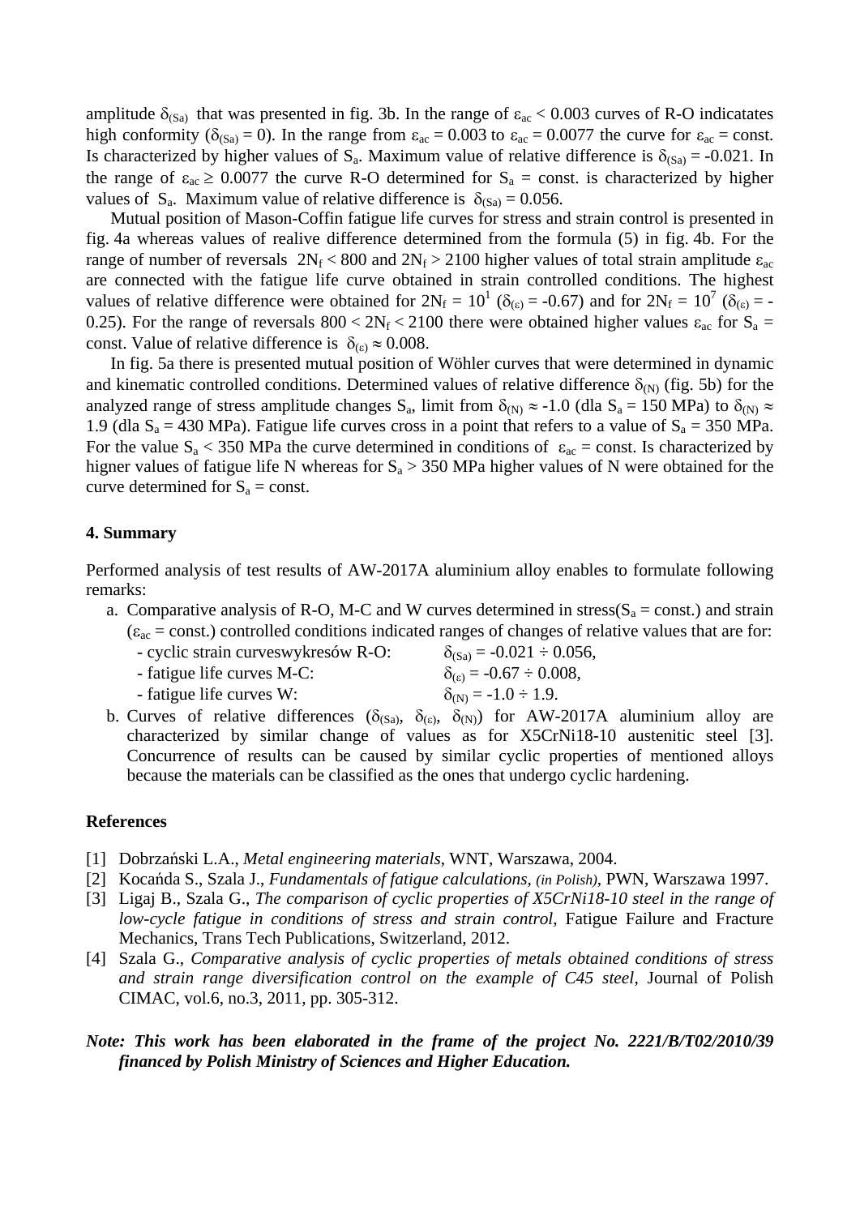amplitude $\delta_{(Sa)}$ that was presented in fig. 3b. In the range of $\varepsilon_{ac} < 0.003$ curves of R-O indicatates high conformity ($\delta_{(Sa)} = 0$). In the range from $\varepsilon_{ac} = 0.003$ to $\varepsilon_{ac} = 0.0077$ the curve for $\varepsilon_{ac}$ = const. Is characterized by higher values of $S_a$. Maximum value of relative difference is $\delta_{(Sa)} = -0.021$. In the range of $\varepsilon_{ac} \geq 0.0077$ the curve R-O determined for $S_a$ = const. is characterized by higher values of $S_a$. Maximum value of relative difference is $\delta_{(Sa)} = 0.056$.

Mutual position of Mason-Coffin fatigue life curves for stress and strain control is presented in fig. 4a whereas values of realive difference determined from the formula (5) in fig. 4b. For the range of number of reversals $2N_f < 800$ and $2N_f > 2100$ higher values of total strain amplitude $\varepsilon_{ac}$ are connected with the fatigue life curve obtained in strain controlled conditions. The highest values of relative difference were obtained for $2N_f = 10^1$ ($\delta_{(\varepsilon)} = -0.67$) and for $2N_f = 10^7$ ($\delta_{(\varepsilon)} = -0.25$). For the range of reversals $800 < 2N_f < 2100$ there were obtained higher values $\varepsilon_{ac}$ for $S_a$ = const. Value of relative difference is $\delta_{(\varepsilon)} \approx 0.008$.

In fig. 5a there is presented mutual position of Wöhler curves that were determined in dynamic and kinematic controlled conditions. Determined values of relative difference $\delta_{(N)}$ (fig. 5b) for the analyzed range of stress amplitude changes $S_a$, limit from $\delta_{(N)} \approx -1.0$ (dla $S_a$ = 150 MPa) to $\delta_{(N)} \approx 1.9$ (dla $S_a$ = 430 MPa). Fatigue life curves cross in a point that refers to a value of $S_a$ = 350 MPa. For the value $S_a$ < 350 MPa the curve determined in conditions of $\varepsilon_{ac}$ = const. Is characterized by higner values of fatigue life N whereas for $S_a$ > 350 MPa higher values of N were obtained for the curve determined for $S_a$ = const.

## 4. Summary

Performed analysis of test results of AW-2017A aluminium alloy enables to formulate following remarks:

a. Comparative analysis of R-O, M-C and W curves determined in stress($S_a$ = const.) and strain ($\varepsilon_{ac}$ = const.) controlled conditions indicated ranges of changes of relative values that are for:
   - cyclic strain curveswykresów R-O: $\delta_{(Sa)} = -0.021 \div 0.056$,
   - fatigue life curves M-C: $\delta_{(\varepsilon)} = -0.67 \div 0.008$,
   - fatigue life curves W: $\delta_{(N)} = -1.0 \div 1.9$.

b. Curves of relative differences ($\delta_{(Sa)}$, $\delta_{(\varepsilon)}$, $\delta_{(N)}$) for AW-2017A aluminium alloy are characterized by similar change of values as for X5CrNi18-10 austenitic steel [3]. Concurrence of results can be caused by similar cyclic properties of mentioned alloys because the materials can be classified as the ones that undergo cyclic hardening.

## References

[1] Dobrzański L.A., *Metal engineering materials*, WNT, Warszawa, 2004.

[2] Kocańda S., Szala J., *Fundamentals of fatigue calculations*, *(in Polish)*, PWN, Warszawa 1997.

[3] Ligaj B., Szala G., *The comparison of cyclic properties of X5CrNi18-10 steel in the range of low-cycle fatigue in conditions of stress and strain control*, Fatigue Failure and Fracture Mechanics, Trans Tech Publications, Switzerland, 2012.

[4] Szala G., *Comparative analysis of cyclic properties of metals obtained conditions of stress and strain range diversification control on the example of C45 steel*, Journal of Polish CIMAC, vol.6, no.3, 2011, pp. 305-312.

***Note: This work has been elaborated in the frame of the project No. 2221/B/T02/2010/39 financed by Polish Ministry of Sciences and Higher Education.***